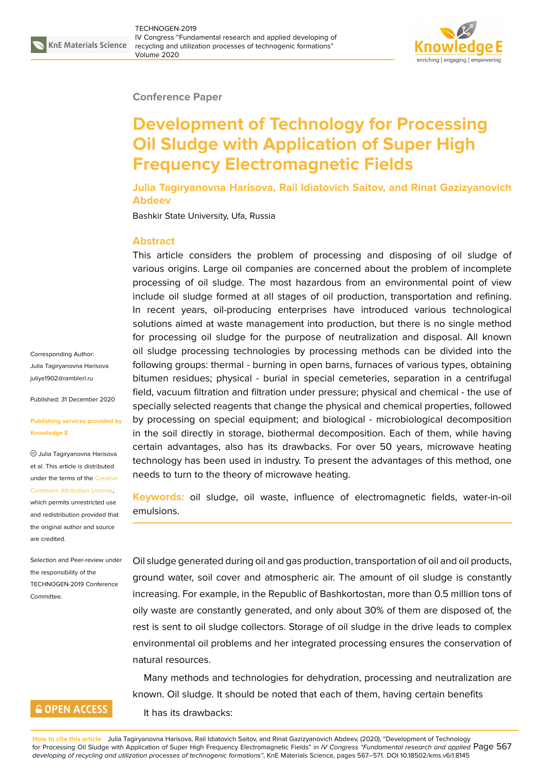Conference Paper

# Development of Technology for Processing Oil Sludge with Application of Super High Frequency Electromagnetic Fields

**Julia Tagiryanovna Harisova, Rail Idiatovich Saitov, and Rinat Gazizyanovich Abdeev**

Bashkir State University, Ufa, Russia

Corresponding Author: Julia Tagiryanovna Harisova juliya1902@ramblerl.ru

Published: 31 December 2020

Publishing services provided by Knowledge E

© Julia Tagiryanovna Harisova et al. This article is distributed under the terms of the Creative Commons Attribution License, which permits unrestricted use and redistribution provided that the original author and source are credited.

Selection and Peer-review under the responsibility of the TECHNOGEN-2019 Conference Committee.

## Abstract

This article considers the problem of processing and disposing of oil sludge of various origins. Large oil companies are concerned about the problem of incomplete processing of oil sludge. The most hazardous from an environmental point of view include oil sludge formed at all stages of oil production, transportation and refining. In recent years, oil-producing enterprises have introduced various technological solutions aimed at waste management into production, but there is no single method for processing oil sludge for the purpose of neutralization and disposal. All known oil sludge processing technologies by processing methods can be divided into the following groups: thermal - burning in open barns, furnaces of various types, obtaining bitumen residues; physical - burial in special cemeteries, separation in a centrifugal field, vacuum filtration and filtration under pressure; physical and chemical - the use of specially selected reagents that change the physical and chemical properties, followed by processing on special equipment; and biological - microbiological decomposition in the soil directly in storage, biothermal decomposition. Each of them, while having certain advantages, also has its drawbacks. For over 50 years, microwave heating technology has been used in industry. To present the advantages of this method, one needs to turn to the theory of microwave heating.

**Keywords:** oil sludge, oil waste, influence of electromagnetic fields, water-in-oil emulsions.

Oil sludge generated during oil and gas production, transportation of oil and oil products, ground water, soil cover and atmospheric air. The amount of oil sludge is constantly increasing. For example, in the Republic of Bashkortostan, more than 0.5 million tons of oily waste are constantly generated, and only about 30% of them are disposed of, the rest is sent to oil sludge collectors. Storage of oil sludge in the drive leads to complex environmental oil problems and her integrated processing ensures the conservation of natural resources.

Many methods and technologies for dehydration, processing and neutralization are known. Oil sludge. It should be noted that each of them, having certain benefits

It has its drawbacks:

**How to cite this article**: Julia Tagiryanovna Harisova, Rail Idiatovich Saitov, and Rinat Gazizyanovich Abdeev, (2020), "Development of Technology for Processing Oil Sludge with Application of Super High Frequency Electromagnetic Fields" in *IV Congress "Fundamental research and applied developing of recycling and utilization processes of technogenic formations"*, KnE Materials Science, pages 567–571. DOI 10.18502/kms.v6i1.8145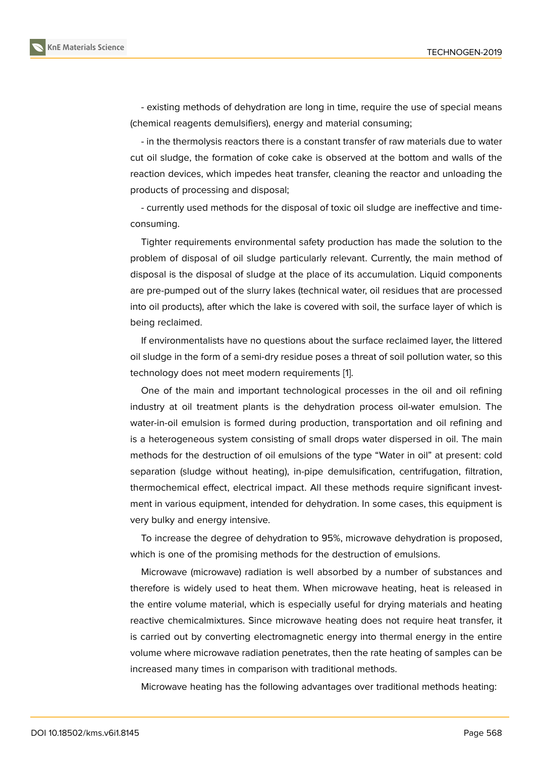- existing methods of dehydration are long in time, require the use of special means (chemical reagents demulsifiers), energy and material consuming;

- in the thermolysis reactors there is a constant transfer of raw materials due to water cut oil sludge, the formation of coke cake is observed at the bottom and walls of the reaction devices, which impedes heat transfer, cleaning the reactor and unloading the products of processing and disposal;

- currently used methods for the disposal of toxic oil sludge are ineffective and time-consuming.

Tighter requirements environmental safety production has made the solution to the problem of disposal of oil sludge particularly relevant. Currently, the main method of disposal is the disposal of sludge at the place of its accumulation. Liquid components are pre-pumped out of the slurry lakes (technical water, oil residues that are processed into oil products), after which the lake is covered with soil, the surface layer of which is being reclaimed.

If environmentalists have no questions about the surface reclaimed layer, the littered oil sludge in the form of a semi-dry residue poses a threat of soil pollution water, so this technology does not meet modern requirements [1].

One of the main and important technological processes in the oil and oil refining industry at oil treatment plants is the dehydration process oil-water emulsion. The water-in-oil emulsion is formed during production, transportation and oil refining and is a heterogeneous system consisting of small drops water dispersed in oil. The main methods for the destruction of oil emulsions of the type "Water in oil" at present: cold separation (sludge without heating), in-pipe demulsification, centrifugation, filtration, thermochemical effect, electrical impact. All these methods require significant investment in various equipment, intended for dehydration. In some cases, this equipment is very bulky and energy intensive.

To increase the degree of dehydration to 95%, microwave dehydration is proposed, which is one of the promising methods for the destruction of emulsions.

Microwave (microwave) radiation is well absorbed by a number of substances and therefore is widely used to heat them. When microwave heating, heat is released in the entire volume material, which is especially useful for drying materials and heating reactive chemicalmixtures. Since microwave heating does not require heat transfer, it is carried out by converting electromagnetic energy into thermal energy in the entire volume where microwave radiation penetrates, then the rate heating of samples can be increased many times in comparison with traditional methods.

Microwave heating has the following advantages over traditional methods heating: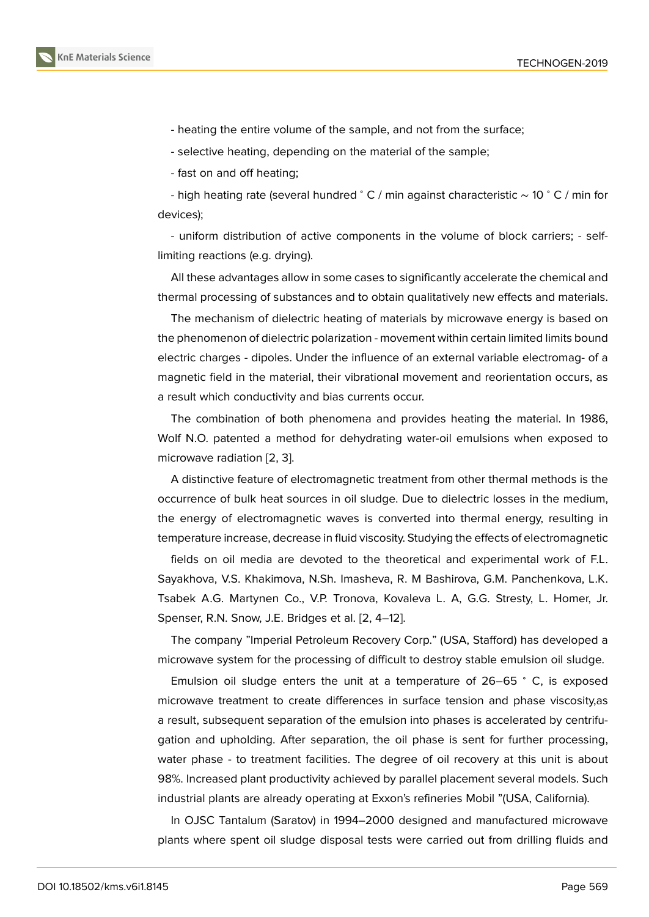- heating the entire volume of the sample, and not from the surface;

- selective heating, depending on the material of the sample;

- fast on and off heating;

- high heating rate (several hundred ˚ C / min against characteristic ∼ 10 ˚ C / min for devices);

- uniform distribution of active components in the volume of block carriers; - self-limiting reactions (e.g. drying).

All these advantages allow in some cases to significantly accelerate the chemical and thermal processing of substances and to obtain qualitatively new effects and materials.

The mechanism of dielectric heating of materials by microwave energy is based on the phenomenon of dielectric polarization - movement within certain limited limits bound electric charges - dipoles. Under the influence of an external variable electromag- of a magnetic field in the material, their vibrational movement and reorientation occurs, as a result which conductivity and bias currents occur.

The combination of both phenomena and provides heating the material. In 1986, Wolf N.O. patented a method for dehydrating water-oil emulsions when exposed to microwave radiation [2, 3].

A distinctive feature of electromagnetic treatment from other thermal methods is the occurrence of bulk heat sources in oil sludge. Due to dielectric losses in the medium, the energy of electromagnetic waves is converted into thermal energy, resulting in temperature increase, decrease in fluid viscosity. Studying the effects of electromagnetic fields on oil media are devoted to the theoretical and experimental work of F.L. Sayakhova, V.S. Khakimova, N.Sh. Imasheva, R. M Bashirova, G.M. Panchenkova, L.K. Tsabek A.G. Martynen Co., V.P. Tronova, Kovaleva L. A, G.G. Stresty, L. Homer, Jr. Spenser, R.N. Snow, J.E. Bridges et al. [2, 4–12].

The company "Imperial Petroleum Recovery Corp." (USA, Stafford) has developed a microwave system for the processing of difficult to destroy stable emulsion oil sludge.

Emulsion oil sludge enters the unit at a temperature of 26–65 ˚ C, is exposed microwave treatment to create differences in surface tension and phase viscosity,as a result, subsequent separation of the emulsion into phases is accelerated by centrifugation and upholding. After separation, the oil phase is sent for further processing, water phase - to treatment facilities. The degree of oil recovery at this unit is about 98%. Increased plant productivity achieved by parallel placement several models. Such industrial plants are already operating at Exxon's refineries Mobil "(USA, California).

In OJSC Tantalum (Saratov) in 1994–2000 designed and manufactured microwave plants where spent oil sludge disposal tests were carried out from drilling fluids and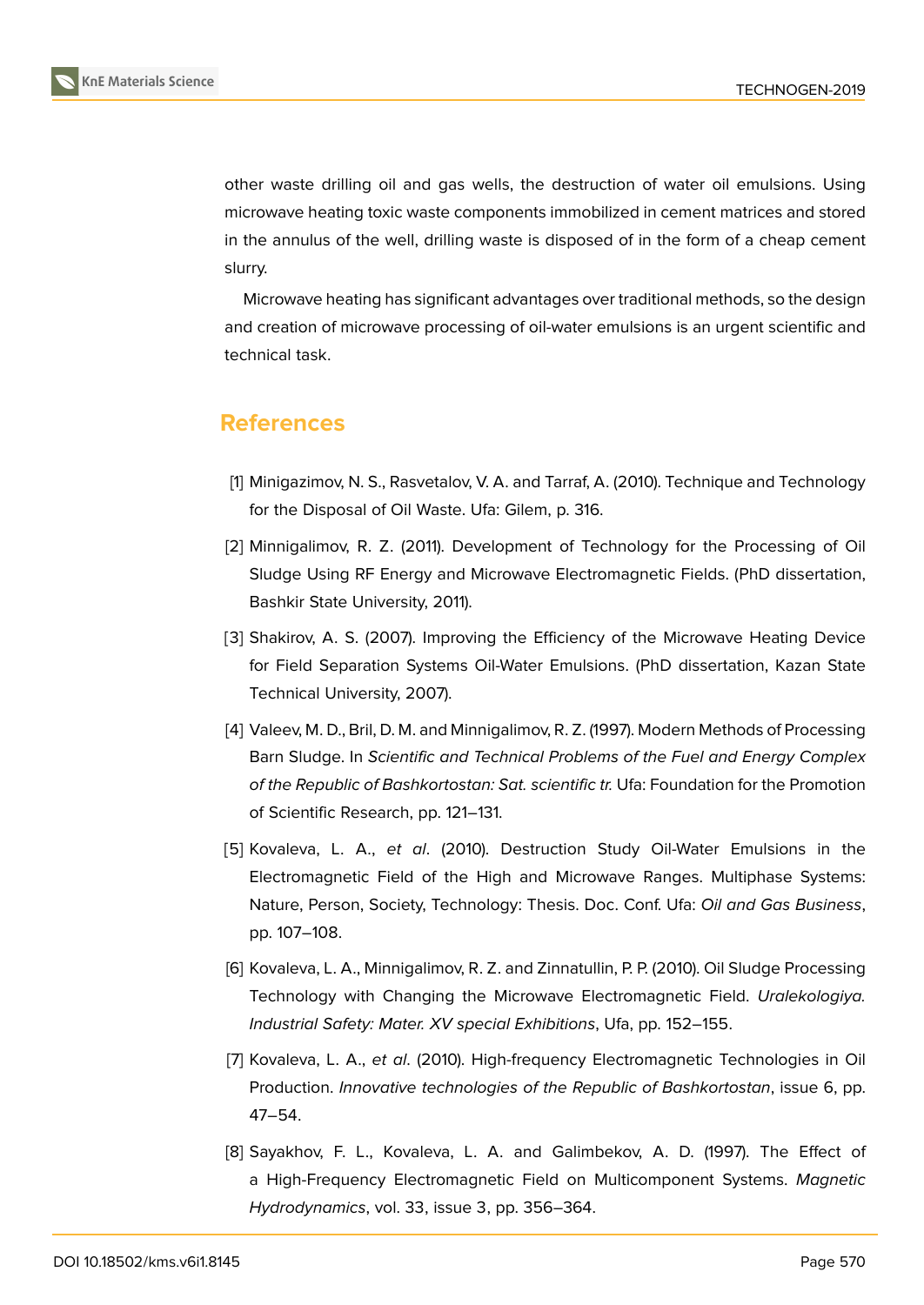other waste drilling oil and gas wells, the destruction of water oil emulsions. Using microwave heating toxic waste components immobilized in cement matrices and stored in the annulus of the well, drilling waste is disposed of in the form of a cheap cement slurry.

Microwave heating has significant advantages over traditional methods, so the design and creation of microwave processing of oil-water emulsions is an urgent scientific and technical task.

## References

[1] Minigazimov, N. S., Rasvetalov, V. A. and Tarraf, A. (2010). Technique and Technology for the Disposal of Oil Waste. Ufa: Gilem, p. 316.

[2] Minnigalimov, R. Z. (2011). Development of Technology for the Processing of Oil Sludge Using RF Energy and Microwave Electromagnetic Fields. (PhD dissertation, Bashkir State University, 2011).

[3] Shakirov, A. S. (2007). Improving the Efficiency of the Microwave Heating Device for Field Separation Systems Oil-Water Emulsions. (PhD dissertation, Kazan State Technical University, 2007).

[4] Valeev, M. D., Bril, D. M. and Minnigalimov, R. Z. (1997). Modern Methods of Processing Barn Sludge. In *Scientific and Technical Problems of the Fuel and Energy Complex of the Republic of Bashkortostan: Sat. scientific tr.* Ufa: Foundation for the Promotion of Scientific Research, pp. 121–131.

[5] Kovaleva, L. A., *et al*. (2010). Destruction Study Oil-Water Emulsions in the Electromagnetic Field of the High and Microwave Ranges. Multiphase Systems: Nature, Person, Society, Technology: Thesis. Doc. Conf. Ufa: *Oil and Gas Business*, pp. 107–108.

[6] Kovaleva, L. A., Minnigalimov, R. Z. and Zinnatullin, P. P. (2010). Oil Sludge Processing Technology with Changing the Microwave Electromagnetic Field. *Uralekologiya. Industrial Safety: Mater. XV special Exhibitions*, Ufa, pp. 152–155.

[7] Kovaleva, L. A., *et al*. (2010). High-frequency Electromagnetic Technologies in Oil Production. *Innovative technologies of the Republic of Bashkortostan*, issue 6, pp. 47–54.

[8] Sayakhov, F. L., Kovaleva, L. A. and Galimbekov, A. D. (1997). The Effect of a High-Frequency Electromagnetic Field on Multicomponent Systems. *Magnetic Hydrodynamics*, vol. 33, issue 3, pp. 356–364.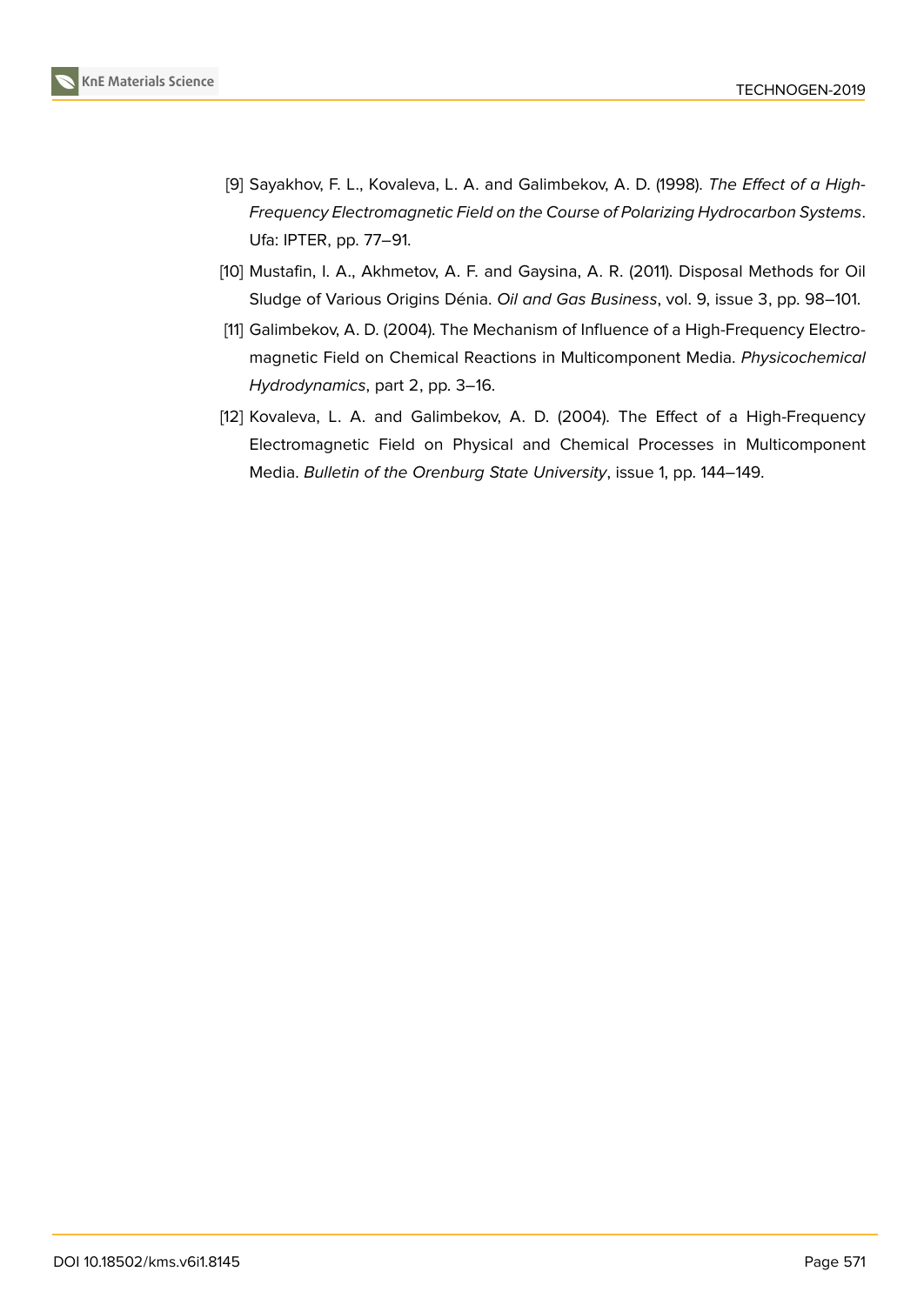[9] Sayakhov, F. L., Kovaleva, L. A. and Galimbekov, A. D. (1998). *The Effect of a High-Frequency Electromagnetic Field on the Course of Polarizing Hydrocarbon Systems*. Ufa: IPTER, pp. 77–91.

[10] Mustafin, I. A., Akhmetov, A. F. and Gaysina, A. R. (2011). Disposal Methods for Oil Sludge of Various Origins Dénia. *Oil and Gas Business*, vol. 9, issue 3, pp. 98–101.

[11] Galimbekov, A. D. (2004). The Mechanism of Influence of a High-Frequency Electromagnetic Field on Chemical Reactions in Multicomponent Media. *Physicochemical Hydrodynamics*, part 2, pp. 3–16.

[12] Kovaleva, L. A. and Galimbekov, A. D. (2004). The Effect of a High-Frequency Electromagnetic Field on Physical and Chemical Processes in Multicomponent Media. *Bulletin of the Orenburg State University*, issue 1, pp. 144–149.